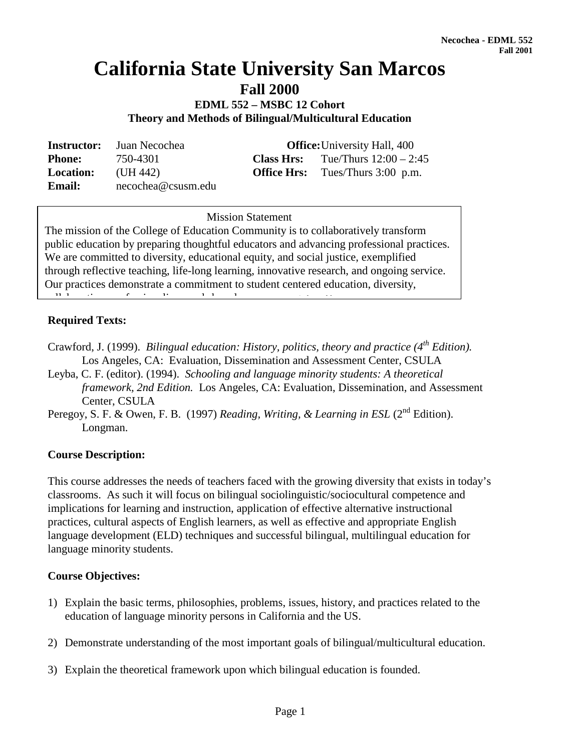# California State University San Marcos

## Fall 2000

### EDML 552 – MSBC 12 Cohort
### Theory and Methods of Bilingual/Multicultural Education

| | | | |
|---|---|---|---|
| **Instructor:** | Juan Necochea | **Office:** | University Hall, 400 |
| **Phone:** | 750-4301 | **Class Hrs:** | Tue/Thurs 12:00 – 2:45 |
| **Location:** | (UH 442) | **Office Hrs:** | Tues/Thurs 3:00 p.m. |
| **Email:** | necochea@csusm.edu | | |

Mission Statement

The mission of the College of Education Community is to collaboratively transform public education by preparing thoughtful educators and advancing professional practices. We are committed to diversity, educational equity, and social justice, exemplified through reflective teaching, life-long learning, innovative research, and ongoing service. Our practices demonstrate a commitment to student centered education, diversity,

**Required Texts:**

Crawford, J. (1999). *Bilingual education: History, politics, theory and practice (4th Edition).* Los Angeles, CA: Evaluation, Dissemination and Assessment Center, CSULA

Leyba, C. F. (editor). (1994). *Schooling and language minority students: A theoretical framework, 2nd Edition.* Los Angeles, CA: Evaluation, Dissemination, and Assessment Center, CSULA

Peregoy, S. F. & Owen, F. B. (1997) *Reading, Writing, & Learning in ESL* (2nd Edition). Longman.

**Course Description:**

This course addresses the needs of teachers faced with the growing diversity that exists in today's classrooms. As such it will focus on bilingual sociolinguistic/sociocultural competence and implications for learning and instruction, application of effective alternative instructional practices, cultural aspects of English learners, as well as effective and appropriate English language development (ELD) techniques and successful bilingual, multilingual education for language minority students.

**Course Objectives:**

1) Explain the basic terms, philosophies, problems, issues, history, and practices related to the education of language minority persons in California and the US.

2) Demonstrate understanding of the most important goals of bilingual/multicultural education.

3) Explain the theoretical framework upon which bilingual education is founded.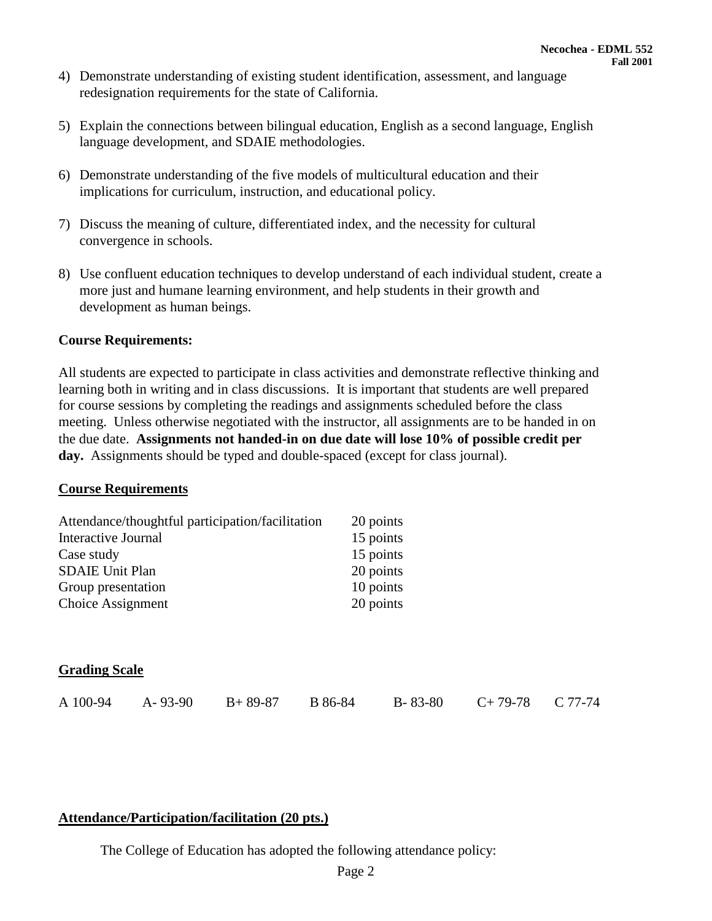4) Demonstrate understanding of existing student identification, assessment, and language redesignation requirements for the state of California.

5) Explain the connections between bilingual education, English as a second language, English language development, and SDAIE methodologies.

6) Demonstrate understanding of the five models of multicultural education and their implications for curriculum, instruction, and educational policy.

7) Discuss the meaning of culture, differentiated index, and the necessity for cultural convergence in schools.

8) Use confluent education techniques to develop understand of each individual student, create a more just and humane learning environment, and help students in their growth and development as human beings.

**Course Requirements:**

All students are expected to participate in class activities and demonstrate reflective thinking and learning both in writing and in class discussions. It is important that students are well prepared for course sessions by completing the readings and assignments scheduled before the class meeting. Unless otherwise negotiated with the instructor, all assignments are to be handed in on the due date. **Assignments not handed-in on due date will lose 10% of possible credit per day.** Assignments should be typed and double-spaced (except for class journal).

**Course Requirements**

| | |
|---|---|
| Attendance/thoughtful participation/facilitation | 20 points |
| Interactive Journal | 15 points |
| Case study | 15 points |
| SDAIE Unit Plan | 20 points |
| Group presentation | 10 points |
| Choice Assignment | 20 points |

**Grading Scale**

A 100-94 A- 93-90 B+ 89-87 B 86-84 B- 83-80 C+ 79-78 C 77-74

**Attendance/Participation/facilitation (20 pts.)**

The College of Education has adopted the following attendance policy: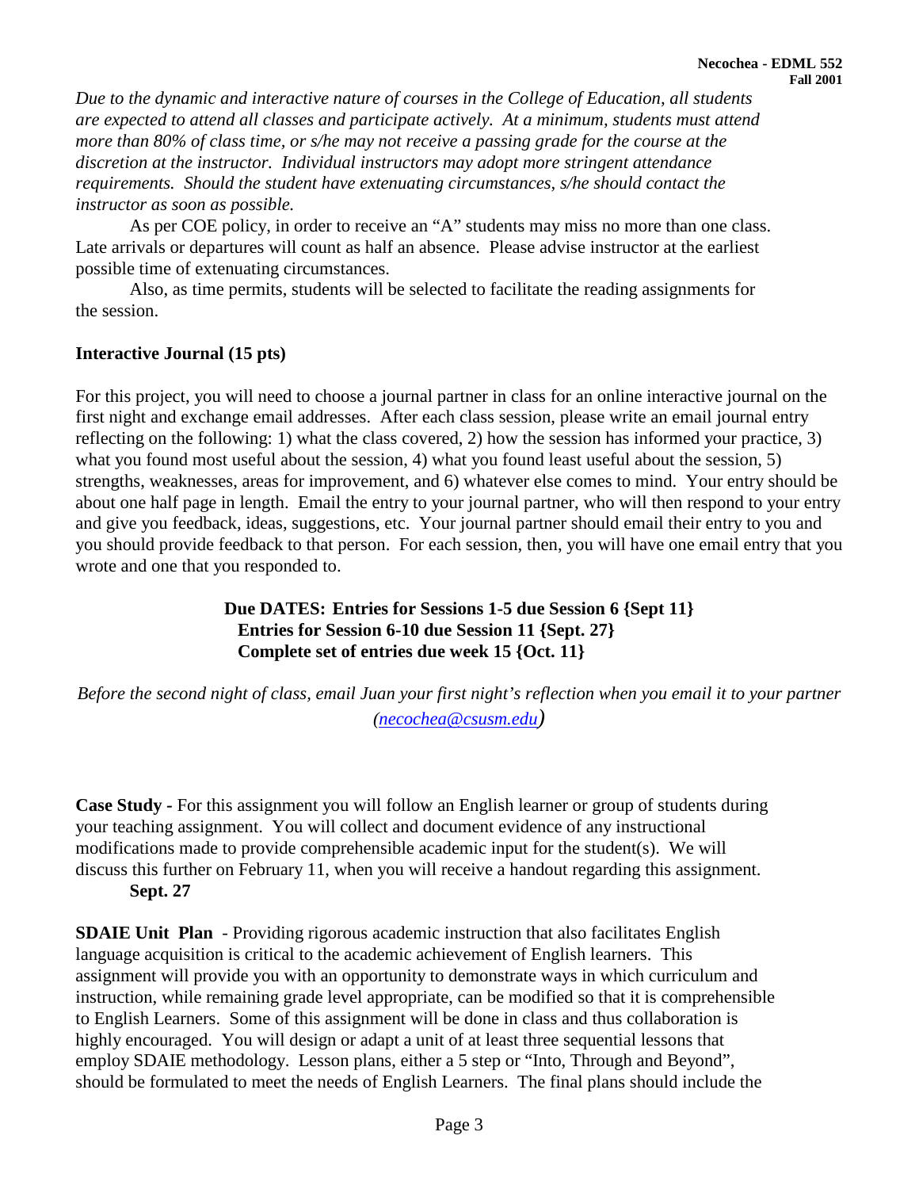*Due to the dynamic and interactive nature of courses in the College of Education, all students are expected to attend all classes and participate actively. At a minimum, students must attend more than 80% of class time, or s/he may not receive a passing grade for the course at the discretion at the instructor. Individual instructors may adopt more stringent attendance requirements. Should the student have extenuating circumstances, s/he should contact the instructor as soon as possible.*

As per COE policy, in order to receive an "A" students may miss no more than one class. Late arrivals or departures will count as half an absence. Please advise instructor at the earliest possible time of extenuating circumstances.

Also, as time permits, students will be selected to facilitate the reading assignments for the session.

**Interactive Journal (15 pts)**

For this project, you will need to choose a journal partner in class for an online interactive journal on the first night and exchange email addresses. After each class session, please write an email journal entry reflecting on the following: 1) what the class covered, 2) how the session has informed your practice, 3) what you found most useful about the session, 4) what you found least useful about the session, 5) strengths, weaknesses, areas for improvement, and 6) whatever else comes to mind. Your entry should be about one half page in length. Email the entry to your journal partner, who will then respond to your entry and give you feedback, ideas, suggestions, etc. Your journal partner should email their entry to you and you should provide feedback to that person. For each session, then, you will have one email entry that you wrote and one that you responded to.

**Due DATES: Entries for Sessions 1-5 due Session 6 {Sept 11}**
**Entries for Session 6-10 due Session 11 {Sept. 27}**
**Complete set of entries due week 15 {Oct. 11}**

*Before the second night of class, email Juan your first night's reflection when you email it to your partner (necochea@csusm.edu)*

**Case Study -** For this assignment you will follow an English learner or group of students during your teaching assignment. You will collect and document evidence of any instructional modifications made to provide comprehensible academic input for the student(s). We will discuss this further on February 11, when you will receive a handout regarding this assignment.
**Sept. 27**

**SDAIE Unit Plan** - Providing rigorous academic instruction that also facilitates English language acquisition is critical to the academic achievement of English learners. This assignment will provide you with an opportunity to demonstrate ways in which curriculum and instruction, while remaining grade level appropriate, can be modified so that it is comprehensible to English Learners. Some of this assignment will be done in class and thus collaboration is highly encouraged. You will design or adapt a unit of at least three sequential lessons that employ SDAIE methodology. Lesson plans, either a 5 step or "Into, Through and Beyond", should be formulated to meet the needs of English Learners. The final plans should include the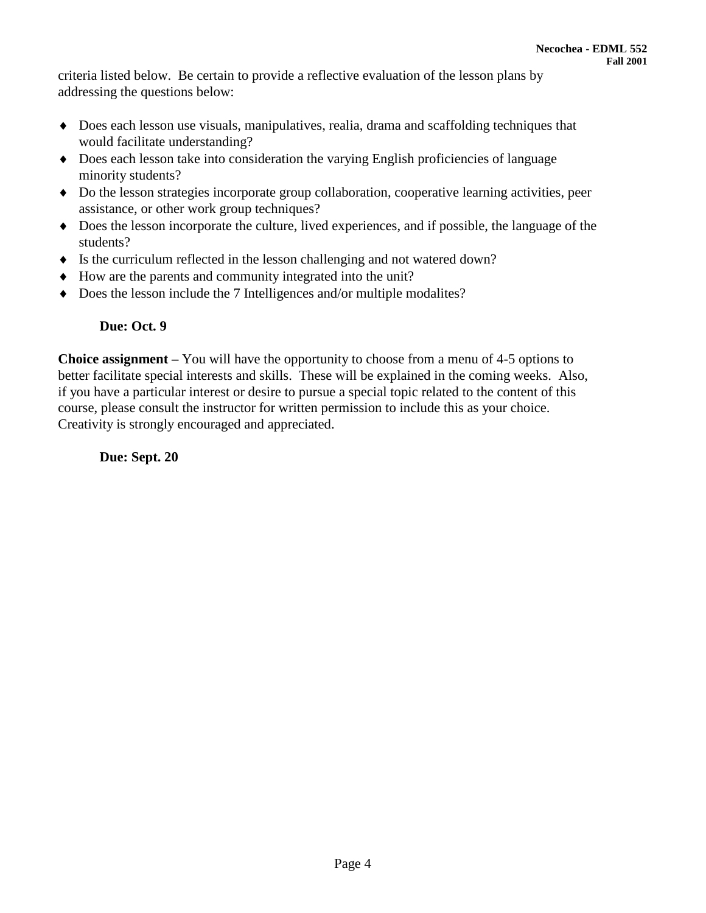criteria listed below. Be certain to provide a reflective evaluation of the lesson plans by addressing the questions below:

- Does each lesson use visuals, manipulatives, realia, drama and scaffolding techniques that would facilitate understanding?
- Does each lesson take into consideration the varying English proficiencies of language minority students?
- Do the lesson strategies incorporate group collaboration, cooperative learning activities, peer assistance, or other work group techniques?
- Does the lesson incorporate the culture, lived experiences, and if possible, the language of the students?
- Is the curriculum reflected in the lesson challenging and not watered down?
- How are the parents and community integrated into the unit?
- Does the lesson include the 7 Intelligences and/or multiple modalites?

**Due: Oct. 9**

**Choice assignment –** You will have the opportunity to choose from a menu of 4-5 options to better facilitate special interests and skills. These will be explained in the coming weeks. Also, if you have a particular interest or desire to pursue a special topic related to the content of this course, please consult the instructor for written permission to include this as your choice. Creativity is strongly encouraged and appreciated.

**Due: Sept. 20**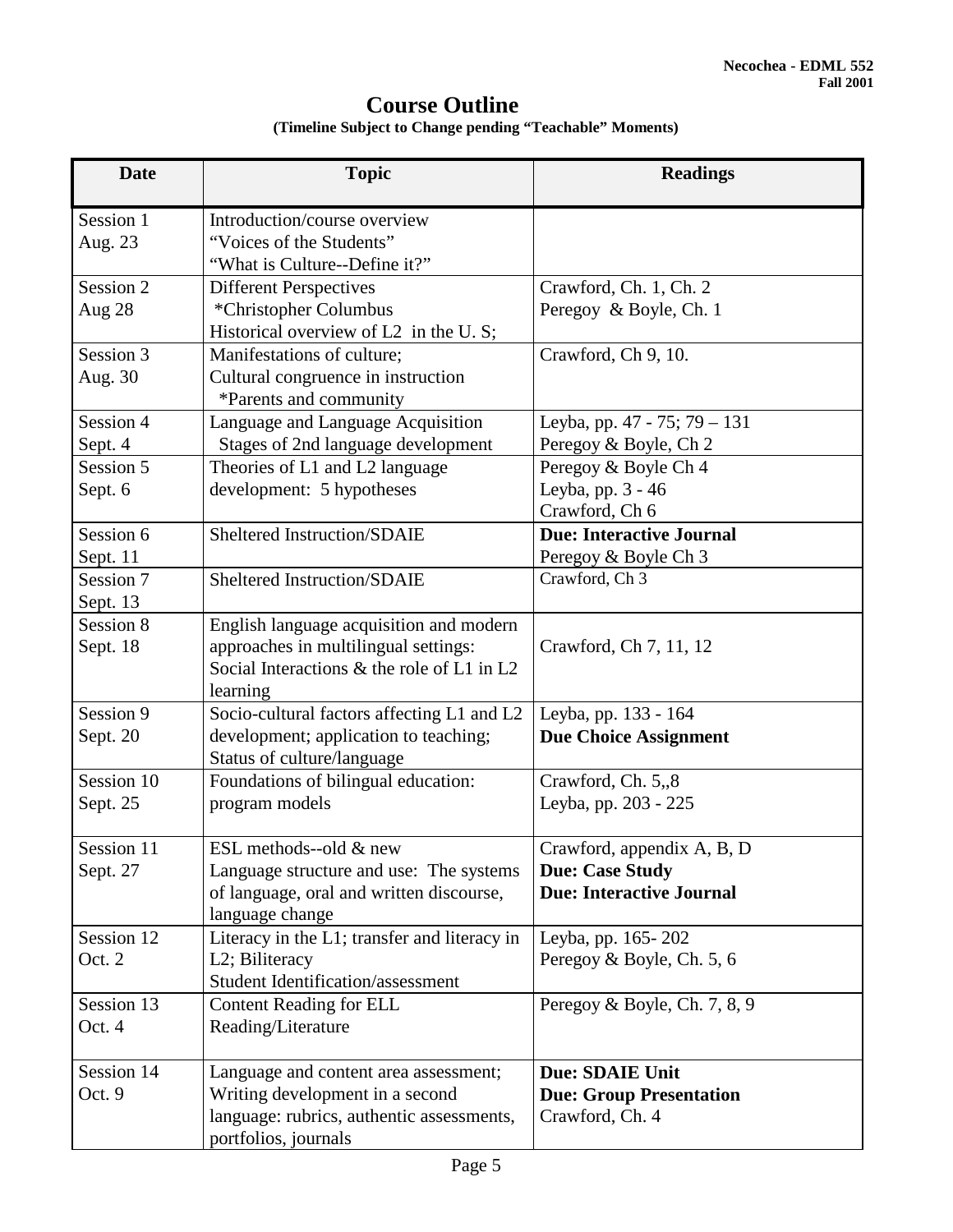# Course Outline

**(Timeline Subject to Change pending "Teachable" Moments)**

| Date | Topic | Readings |
|---|---|---|
| Session 1<br>Aug. 23 | Introduction/course overview<br>"Voices of the Students"<br>"What is Culture--Define it?" | |
| Session 2<br>Aug 28 | Different Perspectives<br>*Christopher Columbus<br>Historical overview of L2 in the U. S; | Crawford, Ch. 1, Ch. 2<br>Peregoy & Boyle, Ch. 1 |
| Session 3<br>Aug. 30 | Manifestations of culture;<br>Cultural congruence in instruction<br>*Parents and community | Crawford, Ch 9, 10. |
| Session 4<br>Sept. 4 | Language and Language Acquisition<br>Stages of 2nd language development | Leyba, pp. 47 - 75; 79 – 131<br>Peregoy & Boyle, Ch 2 |
| Session 5<br>Sept. 6 | Theories of L1 and L2 language development: 5 hypotheses | Peregoy & Boyle Ch 4<br>Leyba, pp. 3 - 46<br>Crawford, Ch 6 |
| Session 6<br>Sept. 11 | Sheltered Instruction/SDAIE | **Due: Interactive Journal**<br>Peregoy & Boyle Ch 3 |
| Session 7<br>Sept. 13 | Sheltered Instruction/SDAIE | Crawford, Ch 3 |
| Session 8<br>Sept. 18 | English language acquisition and modern approaches in multilingual settings: Social Interactions & the role of L1 in L2 learning | Crawford, Ch 7, 11, 12 |
| Session 9<br>Sept. 20 | Socio-cultural factors affecting L1 and L2 development; application to teaching; Status of culture/language | Leyba, pp. 133 - 164<br>**Due Choice Assignment** |
| Session 10<br>Sept. 25 | Foundations of bilingual education: program models | Crawford, Ch. 5,,8<br>Leyba, pp. 203 - 225 |
| Session 11<br>Sept. 27 | ESL methods--old & new<br>Language structure and use: The systems of language, oral and written discourse, language change | Crawford, appendix A, B, D<br>**Due: Case Study**<br>**Due: Interactive Journal** |
| Session 12<br>Oct. 2 | Literacy in the L1; transfer and literacy in L2; Biliteracy<br>Student Identification/assessment | Leyba, pp. 165- 202<br>Peregoy & Boyle, Ch. 5, 6 |
| Session 13<br>Oct. 4 | Content Reading for ELL<br>Reading/Literature | Peregoy & Boyle, Ch. 7, 8, 9 |
| Session 14<br>Oct. 9 | Language and content area assessment; Writing development in a second language: rubrics, authentic assessments, portfolios, journals | **Due: SDAIE Unit**<br>**Due: Group Presentation**<br>Crawford, Ch. 4 |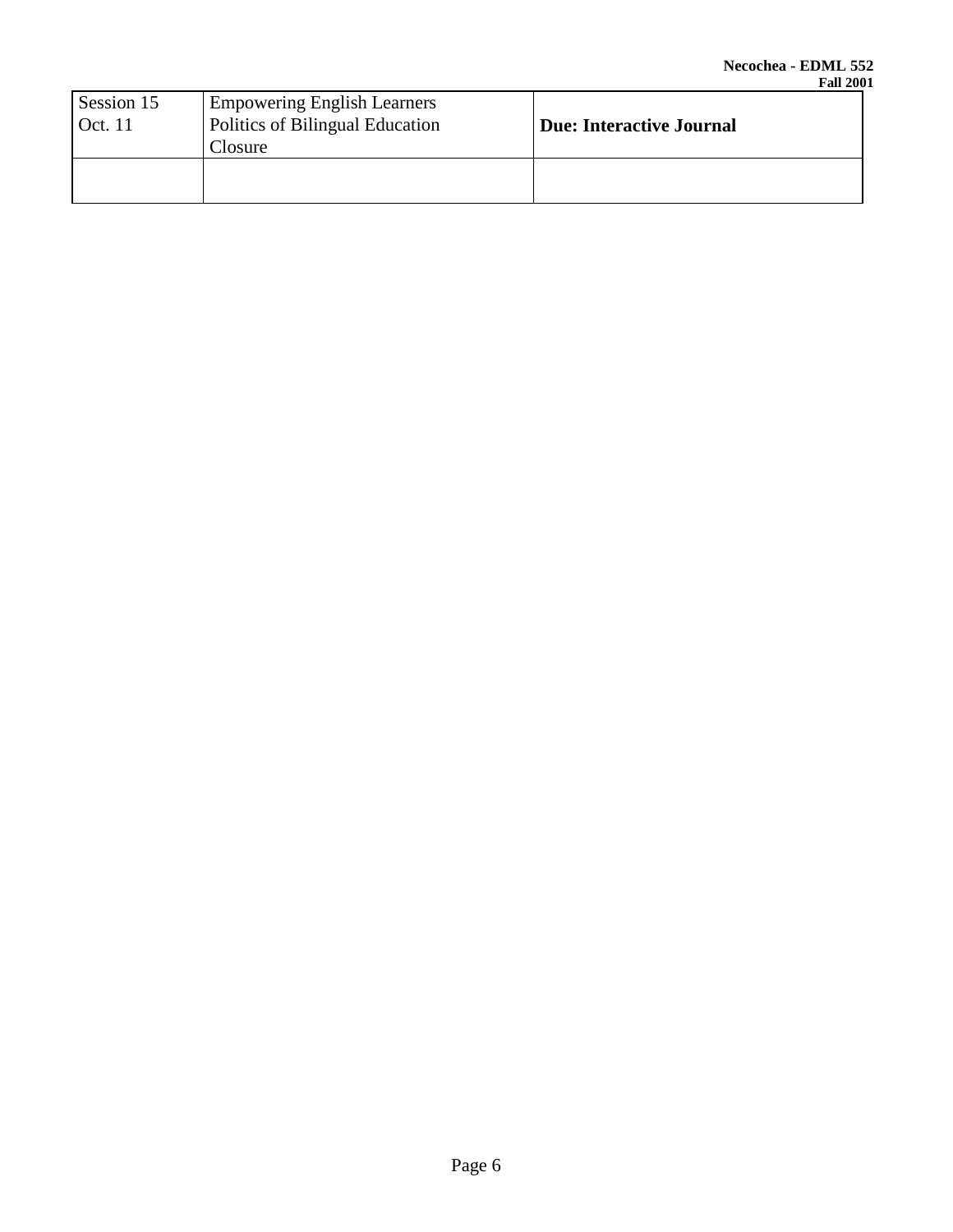| Session 15<br>Oct. 11 | Empowering English Learners<br>Politics of Bilingual Education<br>Closure | **Due: Interactive Journal** |
|---|---|---|
| | | |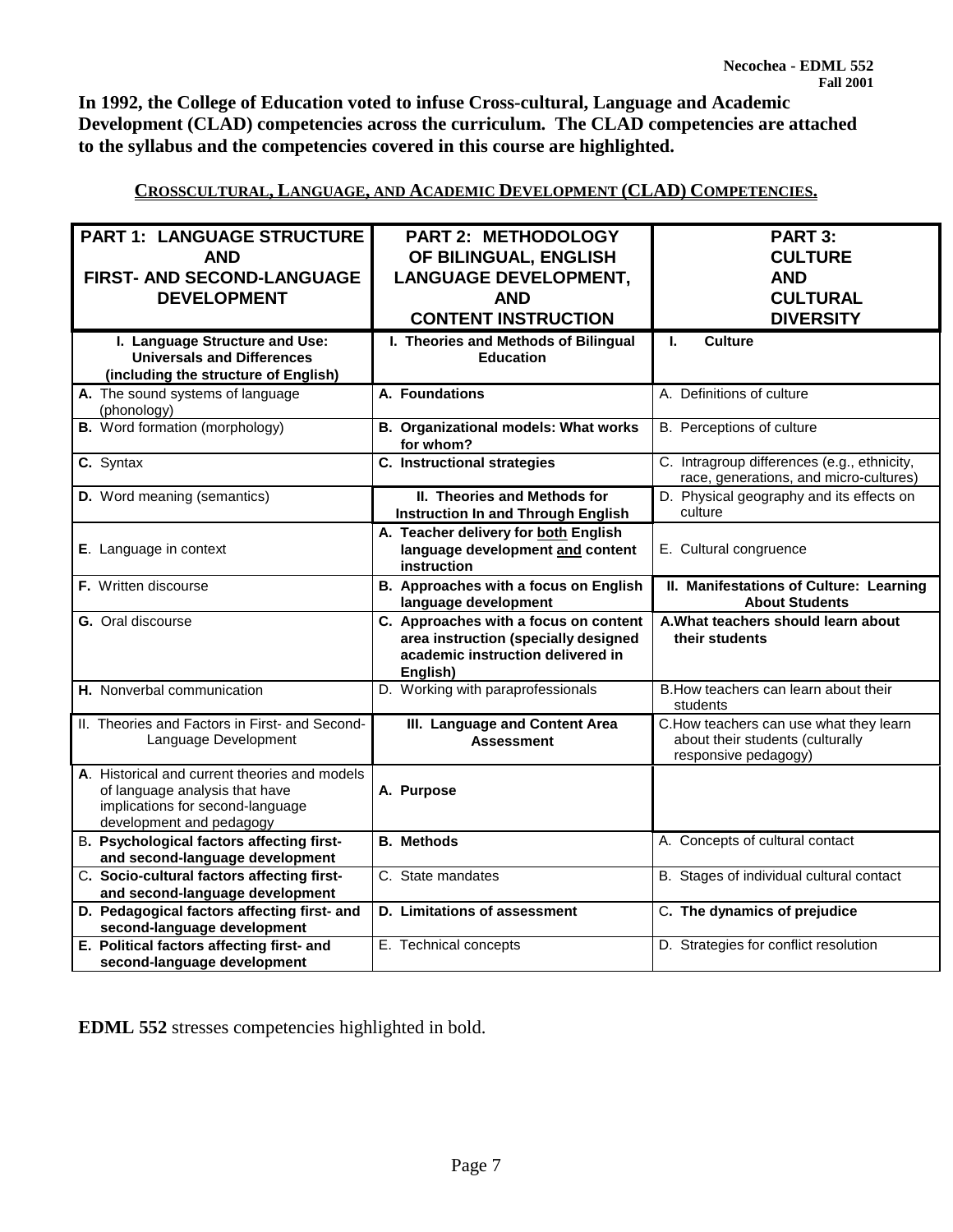**In 1992, the College of Education voted to infuse Cross-cultural, Language and Academic Development (CLAD) competencies across the curriculum. The CLAD competencies are attached to the syllabus and the competencies covered in this course are highlighted.**

## CROSSCULTURAL, LANGUAGE, AND ACADEMIC DEVELOPMENT (CLAD) COMPETENCIES.

| PART 1: LANGUAGE STRUCTURE AND FIRST- AND SECOND-LANGUAGE DEVELOPMENT | PART 2: METHODOLOGY OF BILINGUAL, ENGLISH LANGUAGE DEVELOPMENT, AND CONTENT INSTRUCTION | PART 3: CULTURE AND CULTURAL DIVERSITY |
|---|---|---|
| **I. Language Structure and Use: Universals and Differences (including the structure of English)** | **I. Theories and Methods of Bilingual Education** | **I. Culture** |
| **A.** The sound systems of language (phonology) | **A. Foundations** | A. Definitions of culture |
| **B.** Word formation (morphology) | **B. Organizational models: What works for whom?** | B. Perceptions of culture |
| **C.** Syntax | **C. Instructional strategies** | C. Intragroup differences (e.g., ethnicity, race, generations, and micro-cultures) |
| **D.** Word meaning (semantics) | **II. Theories and Methods for Instruction In and Through English** | D. Physical geography and its effects on culture |
| **E**. Language in context | **A. Teacher delivery for both English language development and content instruction** | E. Cultural congruence |
| **F.** Written discourse | **B. Approaches with a focus on English language development** | **II. Manifestations of Culture: Learning About Students** |
| **G.** Oral discourse | **C. Approaches with a focus on content area instruction (specially designed academic instruction delivered in English)** | **A. What teachers should learn about their students** |
| **H.** Nonverbal communication | D. Working with paraprofessionals | B. How teachers can learn about their students |
| II. Theories and Factors in First- and Second-Language Development | **III. Language and Content Area Assessment** | C. How teachers can use what they learn about their students (culturally responsive pedagogy) |
| **A**. Historical and current theories and models of language analysis that have implications for second-language development and pedagogy | **A. Purpose** | |
| B**. Psychological factors affecting first- and second-language development** | **B. Methods** | A. Concepts of cultural contact |
| C**. Socio-cultural factors affecting first- and second-language development** | C. State mandates | B. Stages of individual cultural contact |
| **D. Pedagogical factors affecting first- and second-language development** | **D. Limitations of assessment** | C**. The dynamics of prejudice** |
| **E. Political factors affecting first- and second-language development** | E. Technical concepts | D. Strategies for conflict resolution |

**EDML 552** stresses competencies highlighted in bold.